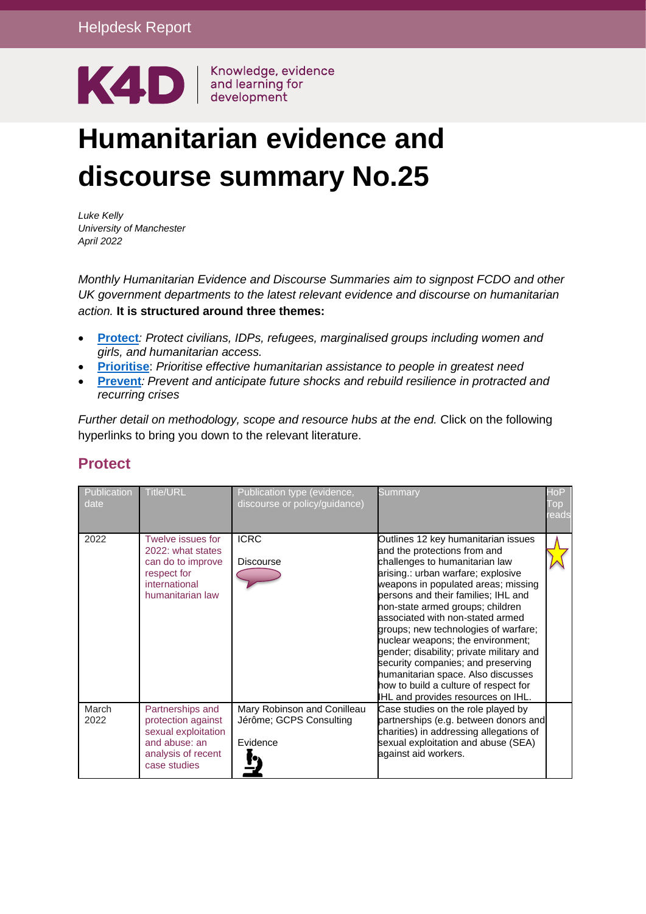Helpdesk Report

K4D Knowledge, evidence and learning for development

# Humanitarian evidence and discourse summary No.25

*Luke Kelly*
*University of Manchester*
*April 2022*

*Monthly Humanitarian Evidence and Discourse Summaries aim to signpost FCDO and other UK government departments to the latest relevant evidence and discourse on humanitarian action.* **It is structured around three themes:**

- **Protect***: Protect civilians, IDPs, refugees, marginalised groups including women and girls, and humanitarian access.*
- **Prioritise**: *Prioritise effective humanitarian assistance to people in greatest need*
- **Prevent***: Prevent and anticipate future shocks and rebuild resilience in protracted and recurring crises*

*Further detail on methodology, scope and resource hubs at the end.* Click on the following hyperlinks to bring you down to the relevant literature.

## Protect

| Publication date | Title/URL | Publication type (evidence, discourse or policy/guidance) | Summary | HoP Top reads |
|---|---|---|---|---|
| 2022 | Twelve issues for 2022: what states can do to improve respect for international humanitarian law | ICRC<br><br>Discourse | Outlines 12 key humanitarian issues and the protections from and challenges to humanitarian law arising.: urban warfare; explosive weapons in populated areas; missing persons and their families; IHL and non-state armed groups; children associated with non-stated armed groups; new technologies of warfare; nuclear weapons; the environment; gender; disability; private military and security companies; and preserving humanitarian space. Also discusses how to build a culture of respect for IHL and provides resources on IHL. | ★ |
| March 2022 | Partnerships and protection against sexual exploitation and abuse: an analysis of recent case studies | Mary Robinson and Conilleau Jérôme; GCPS Consulting<br><br>Evidence | Case studies on the role played by partnerships (e.g. between donors and charities) in addressing allegations of sexual exploitation and abuse (SEA) against aid workers. | |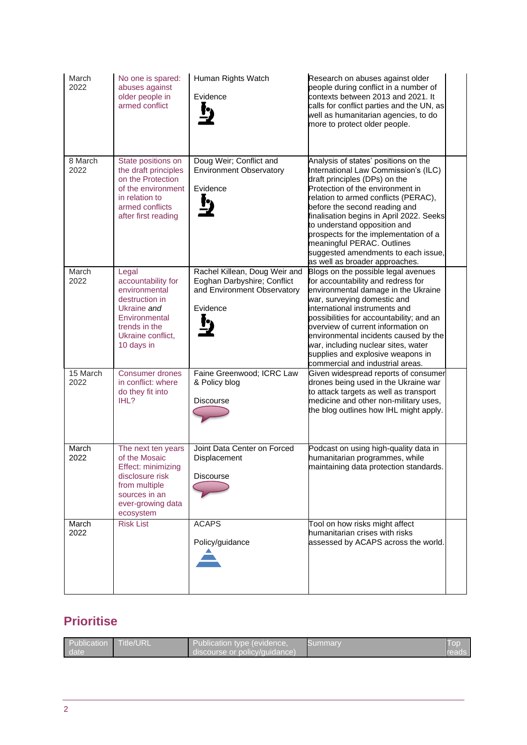| | | | | |
|---|---|---|---|---|
| March 2022 | No one is spared: abuses against older people in armed conflict | Human Rights Watch<br><br>Evidence | Research on abuses against older people during conflict in a number of contexts between 2013 and 2021. It calls for conflict parties and the UN, as well as humanitarian agencies, to do more to protect older people. | |
| 8 March 2022 | State positions on the draft principles on the Protection of the environment in relation to armed conflicts after first reading | Doug Weir; Conflict and Environment Observatory<br><br>Evidence | Analysis of states' positions on the International Law Commission's (ILC) draft principles (DPs) on the Protection of the environment in relation to armed conflicts (PERAC), before the second reading and finalisation begins in April 2022. Seeks to understand opposition and prospects for the implementation of a meaningful PERAC. Outlines suggested amendments to each issue, as well as broader approaches. | |
| March 2022 | Legal accountability for environmental destruction in Ukraine *and* Environmental trends in the Ukraine conflict, 10 days in | Rachel Killean, Doug Weir and Eoghan Darbyshire; Conflict and Environment Observatory<br><br>Evidence | Blogs on the possible legal avenues for accountability and redress for environmental damage in the Ukraine war, surveying domestic and international instruments and possibilities for accountability; and an overview of current information on environmental incidents caused by the war, including nuclear sites, water supplies and explosive weapons in commercial and industrial areas. | |
| 15 March 2022 | Consumer drones in conflict: where do they fit into IHL? | Faine Greenwood; ICRC Law & Policy blog<br><br>Discourse | Given widespread reports of consumer drones being used in the Ukraine war to attack targets as well as transport medicine and other non-military uses, the blog outlines how IHL might apply. | |
| March 2022 | The next ten years of the Mosaic Effect: minimizing disclosure risk from multiple sources in an ever-growing data ecosystem | Joint Data Center on Forced Displacement<br><br>Discourse | Podcast on using high-quality data in humanitarian programmes, while maintaining data protection standards. | |
| March 2022 | Risk List | ACAPS<br><br>Policy/guidance | Tool on how risks might affect humanitarian crises with risks assessed by ACAPS across the world. | |

## Prioritise

| Publication date | Title/URL | Publication type (evidence, discourse or policy/guidance) | Summary | Top reads |
|---|---|---|---|---|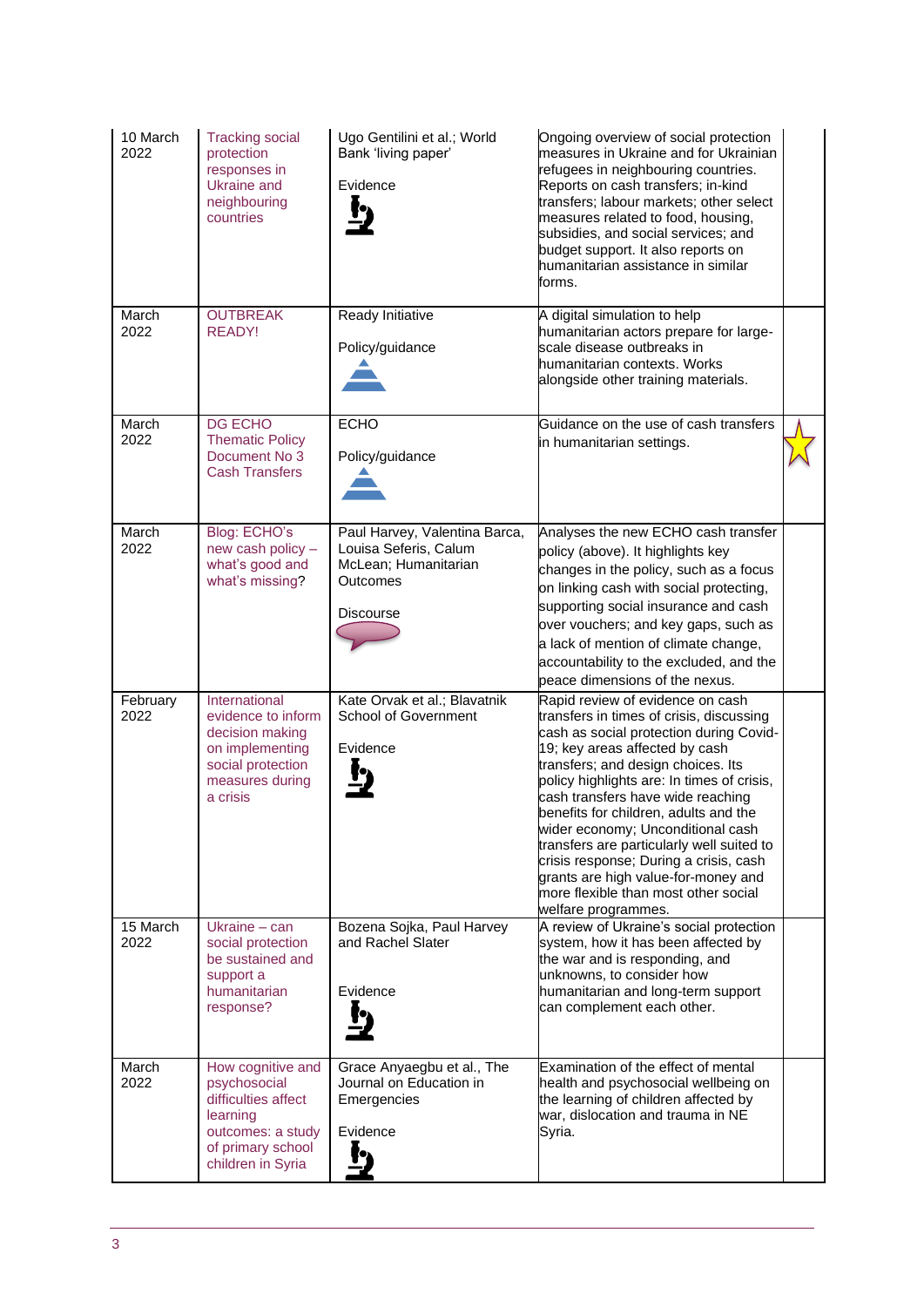| | | | | |
|---|---|---|---|---|
| 10 March 2022 | Tracking social protection responses in Ukraine and neighbouring countries | Ugo Gentilini et al.; World Bank 'living paper'<br><br>Evidence | Ongoing overview of social protection measures in Ukraine and for Ukrainian refugees in neighbouring countries. Reports on cash transfers; in-kind transfers; labour markets; other select measures related to food, housing, subsidies, and social services; and budget support. It also reports on humanitarian assistance in similar forms. | |
| March 2022 | OUTBREAK READY! | Ready Initiative<br><br>Policy/guidance | A digital simulation to help humanitarian actors prepare for large-scale disease outbreaks in humanitarian contexts. Works alongside other training materials. | |
| March 2022 | DG ECHO Thematic Policy Document No 3 Cash Transfers | ECHO<br><br>Policy/guidance | Guidance on the use of cash transfers in humanitarian settings. | ☆ |
| March 2022 | Blog: ECHO's new cash policy – what's good and what's missing? | Paul Harvey, Valentina Barca, Louisa Seferis, Calum McLean; Humanitarian Outcomes<br><br>Discourse | Analyses the new ECHO cash transfer policy (above). It highlights key changes in the policy, such as a focus on linking cash with social protecting, supporting social insurance and cash over vouchers; and key gaps, such as a lack of mention of climate change, accountability to the excluded, and the peace dimensions of the nexus. | |
| February 2022 | International evidence to inform decision making on implementing social protection measures during a crisis | Kate Orvak et al.; Blavatnik School of Government<br><br>Evidence | Rapid review of evidence on cash transfers in times of crisis, discussing cash as social protection during Covid-19; key areas affected by cash transfers; and design choices. Its policy highlights are: In times of crisis, cash transfers have wide reaching benefits for children, adults and the wider economy; Unconditional cash transfers are particularly well suited to crisis response; During a crisis, cash grants are high value-for-money and more flexible than most other social welfare programmes. | |
| 15 March 2022 | Ukraine – can social protection be sustained and support a humanitarian response? | Bozena Sojka, Paul Harvey and Rachel Slater<br><br>Evidence | A review of Ukraine's social protection system, how it has been affected by the war and is responding, and unknowns, to consider how humanitarian and long-term support can complement each other. | |
| March 2022 | How cognitive and psychosocial difficulties affect learning outcomes: a study of primary school children in Syria | Grace Anyaegbu et al., The Journal on Education in Emergencies<br><br>Evidence | Examination of the effect of mental health and psychosocial wellbeing on the learning of children affected by war, dislocation and trauma in NE Syria. | |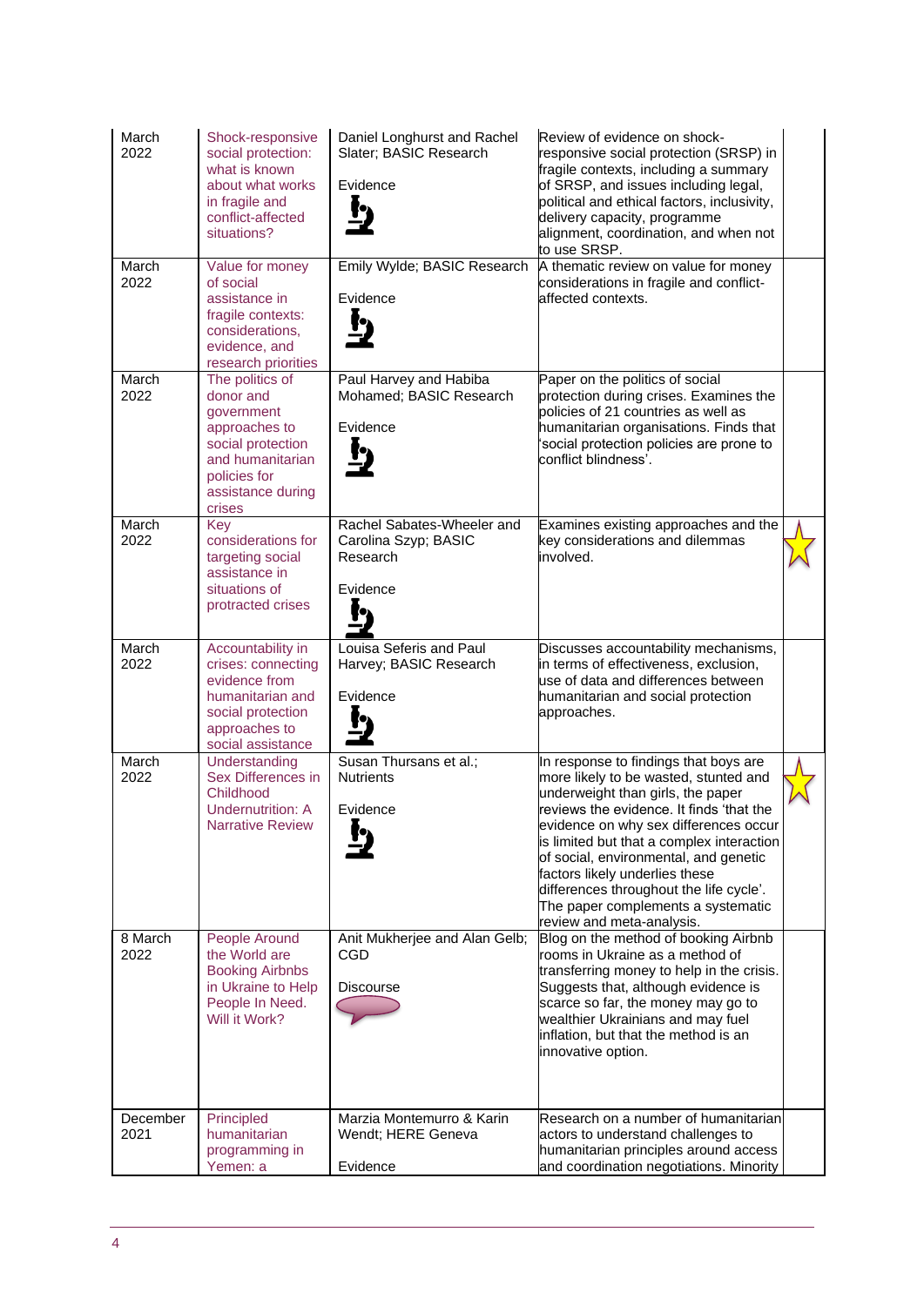| March 2022 | Shock-responsive social protection: what is known about what works in fragile and conflict-affected situations? | Daniel Longhurst and Rachel Slater; BASIC Research<br><br>Evidence | Review of evidence on shock-responsive social protection (SRSP) in fragile contexts, including a summary of SRSP, and issues including legal, political and ethical factors, inclusivity, delivery capacity, programme alignment, coordination, and when not to use SRSP. | |
|---|---|---|---|---|
| March 2022 | Value for money of social assistance in fragile contexts: considerations, evidence, and research priorities | Emily Wylde; BASIC Research<br><br>Evidence | A thematic review on value for money considerations in fragile and conflict-affected contexts. | |
| March 2022 | The politics of donor and government approaches to social protection and humanitarian policies for assistance during crises | Paul Harvey and Habiba Mohamed; BASIC Research<br><br>Evidence | Paper on the politics of social protection during crises. Examines the policies of 21 countries as well as humanitarian organisations. Finds that 'social protection policies are prone to conflict blindness'. | |
| March 2022 | Key considerations for targeting social assistance in situations of protracted crises | Rachel Sabates-Wheeler and Carolina Szyp; BASIC Research<br><br>Evidence | Examines existing approaches and the key considerations and dilemmas involved. | ☆ |
| March 2022 | Accountability in crises: connecting evidence from humanitarian and social protection approaches to social assistance | Louisa Seferis and Paul Harvey; BASIC Research<br><br>Evidence | Discusses accountability mechanisms, in terms of effectiveness, exclusion, use of data and differences between humanitarian and social protection approaches. | |
| March 2022 | Understanding Sex Differences in Childhood Undernutrition: A Narrative Review | Susan Thursans et al.; Nutrients<br><br>Evidence | In response to findings that boys are more likely to be wasted, stunted and underweight than girls, the paper reviews the evidence. It finds 'that the evidence on why sex differences occur is limited but that a complex interaction of social, environmental, and genetic factors likely underlies these differences throughout the life cycle'. The paper complements a systematic review and meta-analysis. | ☆ |
| 8 March 2022 | People Around the World are Booking Airbnbs in Ukraine to Help People In Need. Will it Work? | Anit Mukherjee and Alan Gelb; CGD<br><br>Discourse | Blog on the method of booking Airbnb rooms in Ukraine as a method of transferring money to help in the crisis. Suggests that, although evidence is scarce so far, the money may go to wealthier Ukrainians and may fuel inflation, but that the method is an innovative option. | |
| December 2021 | Principled humanitarian programming in Yemen: a | Marzia Montemurro & Karin Wendt; HERE Geneva<br><br>Evidence | Research on a number of humanitarian actors to understand challenges to humanitarian principles around access and coordination negotiations. Minority | |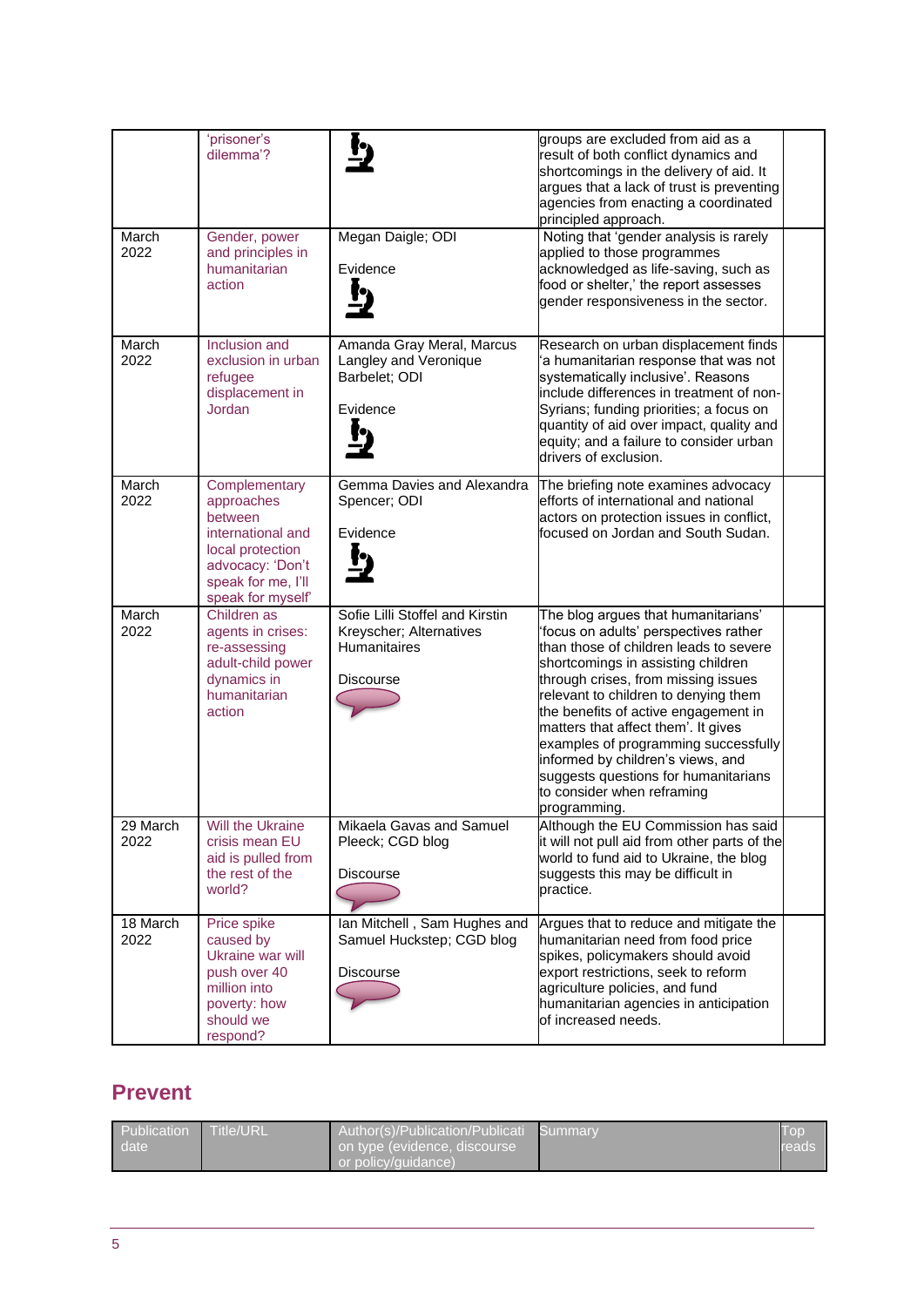|  | 'prisoner's dilemma'? |  | groups are excluded from aid as a result of both conflict dynamics and shortcomings in the delivery of aid. It argues that a lack of trust is preventing agencies from enacting a coordinated principled approach. |  |
|---|---|---|---|---|
| March 2022 | Gender, power and principles in humanitarian action | Megan Daigle; ODI<br><br>Evidence | Noting that 'gender analysis is rarely applied to those programmes acknowledged as life-saving, such as food or shelter,' the report assesses gender responsiveness in the sector. |  |
| March 2022 | Inclusion and exclusion in urban refugee displacement in Jordan | Amanda Gray Meral, Marcus Langley and Veronique Barbelet; ODI<br><br>Evidence | Research on urban displacement finds 'a humanitarian response that was not systematically inclusive'. Reasons include differences in treatment of non-Syrians; funding priorities; a focus on quantity of aid over impact, quality and equity; and a failure to consider urban drivers of exclusion. |  |
| March 2022 | Complementary approaches between international and local protection advocacy: 'Don't speak for me, I'll speak for myself' | Gemma Davies and Alexandra Spencer; ODI<br><br>Evidence | The briefing note examines advocacy efforts of international and national actors on protection issues in conflict, focused on Jordan and South Sudan. |  |
| March 2022 | Children as agents in crises: re-assessing adult-child power dynamics in humanitarian action | Sofie Lilli Stoffel and Kirstin Kreyscher; Alternatives Humanitaires<br><br>Discourse | The blog argues that humanitarians' 'focus on adults' perspectives rather than those of children leads to severe shortcomings in assisting children through crises, from missing issues relevant to children to denying them the benefits of active engagement in matters that affect them'. It gives examples of programming successfully informed by children's views, and suggests questions for humanitarians to consider when reframing programming. |  |
| 29 March 2022 | Will the Ukraine crisis mean EU aid is pulled from the rest of the world? | Mikaela Gavas and Samuel Pleeck; CGD blog<br><br>Discourse | Although the EU Commission has said it will not pull aid from other parts of the world to fund aid to Ukraine, the blog suggests this may be difficult in practice. |  |
| 18 March 2022 | Price spike caused by Ukraine war will push over 40 million into poverty: how should we respond? | Ian Mitchell , Sam Hughes and Samuel Huckstep; CGD blog<br><br>Discourse | Argues that to reduce and mitigate the humanitarian need from food price spikes, policymakers should avoid export restrictions, seek to reform agriculture policies, and fund humanitarian agencies in anticipation of increased needs. |  |

## Prevent

| Publication date | Title/URL | Author(s)/Publication/Publication type (evidence, discourse or policy/guidance) | Summary | Top reads |
|---|---|---|---|---|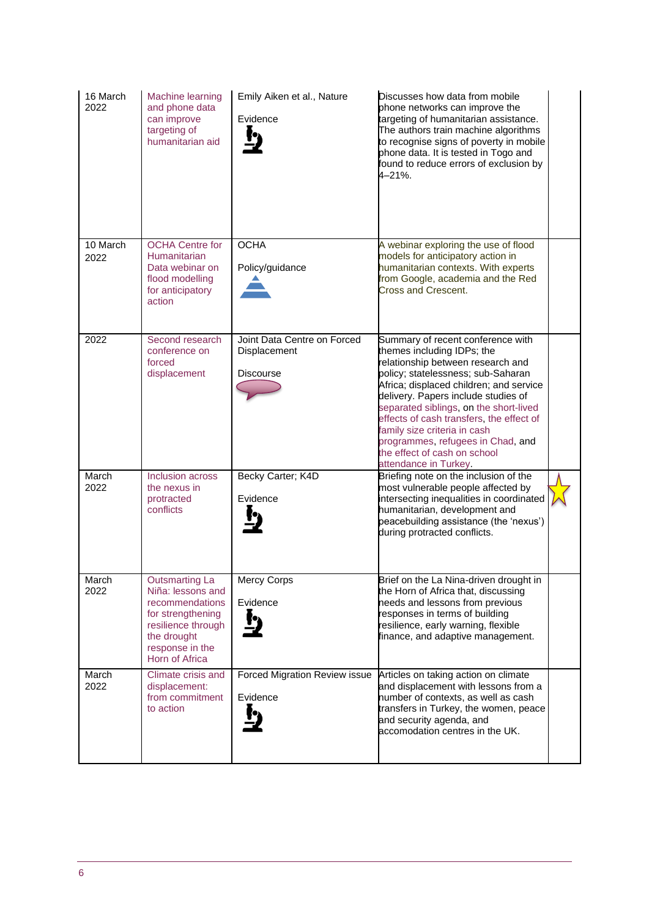| | | | | |
|---|---|---|---|---|
| 16 March 2022 | Machine learning and phone data can improve targeting of humanitarian aid | Emily Aiken et al., Nature<br><br>Evidence | Discusses how data from mobile phone networks can improve the targeting of humanitarian assistance. The authors train machine algorithms to recognise signs of poverty in mobile phone data. It is tested in Togo and found to reduce errors of exclusion by 4–21%. | |
| 10 March 2022 | OCHA Centre for Humanitarian Data webinar on flood modelling for anticipatory action | OCHA<br><br>Policy/guidance | A webinar exploring the use of flood models for anticipatory action in humanitarian contexts. With experts from Google, academia and the Red Cross and Crescent. | |
| 2022 | Second research conference on forced displacement | Joint Data Centre on Forced Displacement<br><br>Discourse | Summary of recent conference with themes including IDPs; the relationship between research and policy; statelessness; sub-Saharan Africa; displaced children; and service delivery. Papers include studies of separated siblings, on the short-lived effects of cash transfers, the effect of family size criteria in cash programmes, refugees in Chad, and the effect of cash on school attendance in Turkey. | |
| March 2022 | Inclusion across the nexus in protracted conflicts | Becky Carter; K4D<br><br>Evidence | Briefing note on the inclusion of the most vulnerable people affected by intersecting inequalities in coordinated humanitarian, development and peacebuilding assistance (the 'nexus') during protracted conflicts. | ★ |
| March 2022 | Outsmarting La Niña: lessons and recommendations for strengthening resilience through the drought response in the Horn of Africa | Mercy Corps<br><br>Evidence | Brief on the La Nina-driven drought in the Horn of Africa that, discussing needs and lessons from previous responses in terms of building resilience, early warning, flexible finance, and adaptive management. | |
| March 2022 | Climate crisis and displacement: from commitment to action | Forced Migration Review issue<br><br>Evidence | Articles on taking action on climate and displacement with lessons from a number of contexts, as well as cash transfers in Turkey, the women, peace and security agenda, and accomodation centres in the UK. | |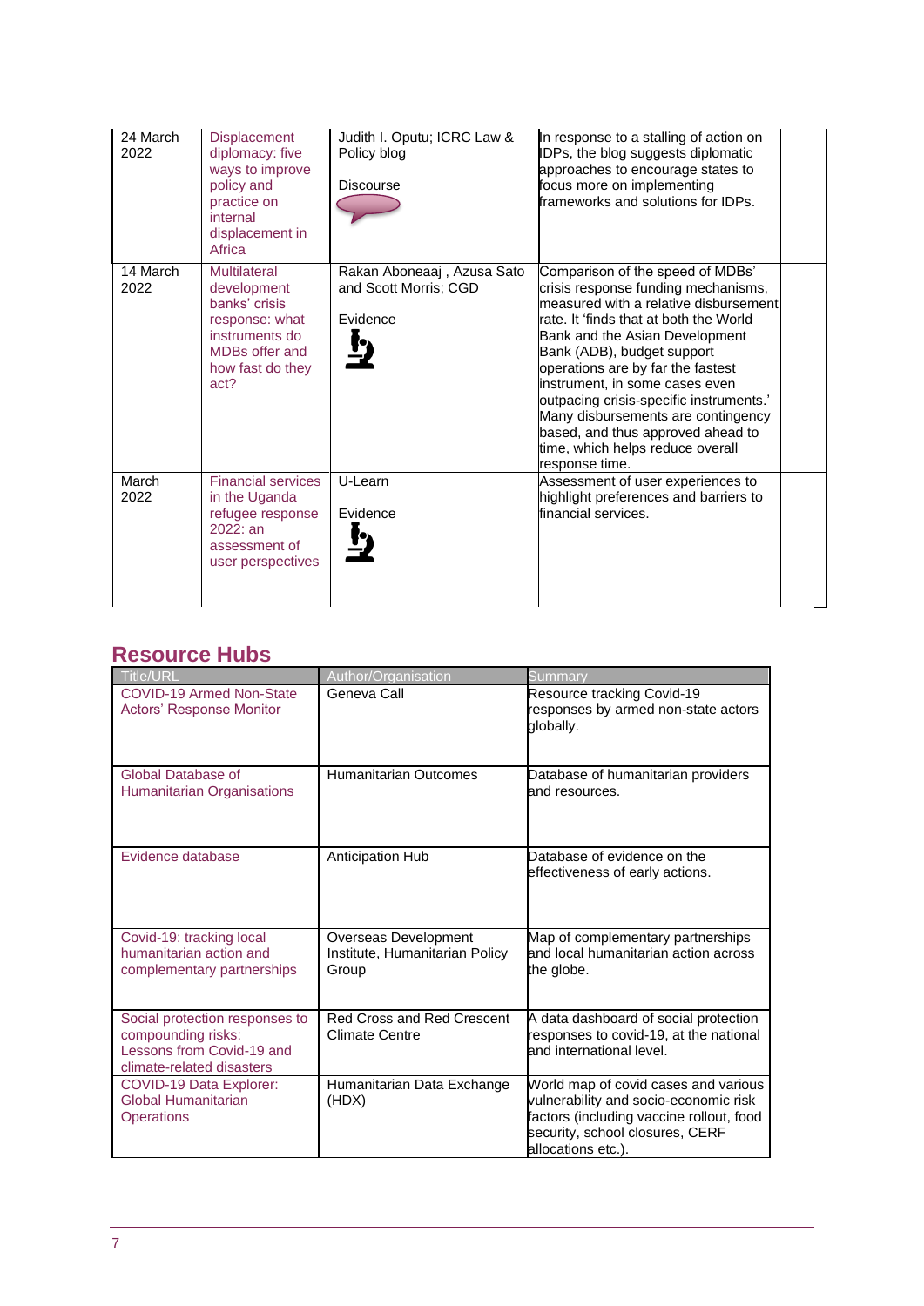| | | | | |
|---|---|---|---|---|
| 24 March 2022 | Displacement diplomacy: five ways to improve policy and practice on internal displacement in Africa | Judith I. Oputu; ICRC Law & Policy blog<br><br>Discourse | In response to a stalling of action on IDPs, the blog suggests diplomatic approaches to encourage states to focus more on implementing frameworks and solutions for IDPs. | |
| 14 March 2022 | Multilateral development banks' crisis response: what instruments do MDBs offer and how fast do they act? | Rakan Aboneaaj , Azusa Sato and Scott Morris; CGD<br><br>Evidence | Comparison of the speed of MDBs' crisis response funding mechanisms, measured with a relative disbursement rate. It 'finds that at both the World Bank and the Asian Development Bank (ADB), budget support operations are by far the fastest instrument, in some cases even outpacing crisis-specific instruments.' Many disbursements are contingency based, and thus approved ahead to time, which helps reduce overall response time. | |
| March 2022 | Financial services in the Uganda refugee response 2022: an assessment of user perspectives | U-Learn<br><br>Evidence | Assessment of user experiences to highlight preferences and barriers to financial services. | |

## Resource Hubs

| Title/URL | Author/Organisation | Summary |
|---|---|---|
| COVID-19 Armed Non-State Actors' Response Monitor | Geneva Call | Resource tracking Covid-19 responses by armed non-state actors globally. |
| Global Database of Humanitarian Organisations | Humanitarian Outcomes | Database of humanitarian providers and resources. |
| Evidence database | Anticipation Hub | Database of evidence on the effectiveness of early actions. |
| Covid-19: tracking local humanitarian action and complementary partnerships | Overseas Development Institute, Humanitarian Policy Group | Map of complementary partnerships and local humanitarian action across the globe. |
| Social protection responses to compounding risks: Lessons from Covid-19 and climate-related disasters | Red Cross and Red Crescent Climate Centre | A data dashboard of social protection responses to covid-19, at the national and international level. |
| COVID-19 Data Explorer: Global Humanitarian Operations | Humanitarian Data Exchange (HDX) | World map of covid cases and various vulnerability and socio-economic risk factors (including vaccine rollout, food security, school closures, CERF allocations etc.). |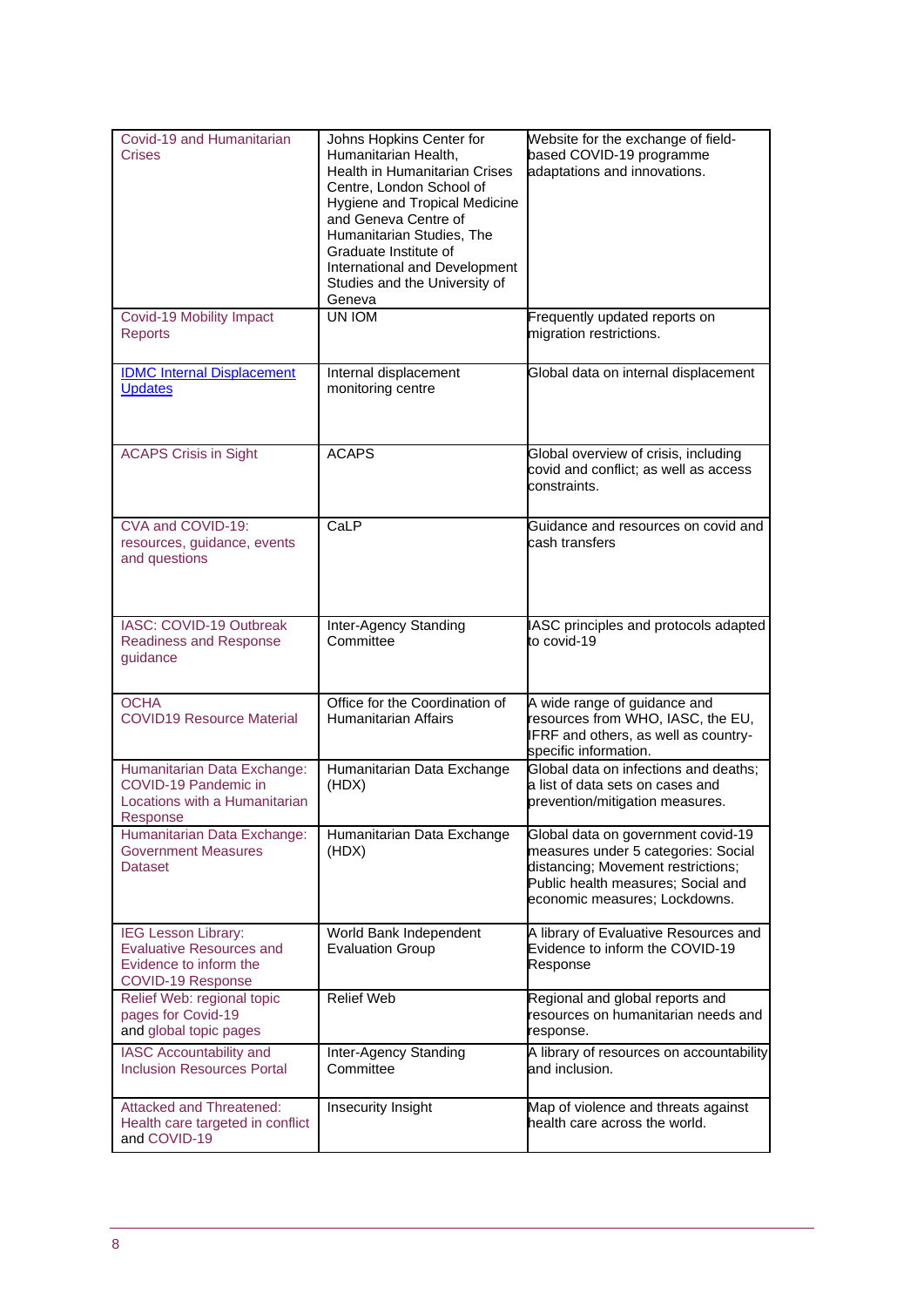| | | |
|---|---|---|
| Covid-19 and Humanitarian Crises | Johns Hopkins Center for Humanitarian Health, Health in Humanitarian Crises Centre, London School of Hygiene and Tropical Medicine and Geneva Centre of Humanitarian Studies, The Graduate Institute of International and Development Studies and the University of Geneva | Website for the exchange of field-based COVID-19 programme adaptations and innovations. |
| Covid-19 Mobility Impact Reports | UN IOM | Frequently updated reports on migration restrictions. |
| IDMC Internal Displacement Updates | Internal displacement monitoring centre | Global data on internal displacement |
| ACAPS Crisis in Sight | ACAPS | Global overview of crisis, including covid and conflict; as well as access constraints. |
| CVA and COVID-19: resources, guidance, events and questions | CaLP | Guidance and resources on covid and cash transfers |
| IASC: COVID-19 Outbreak Readiness and Response guidance | Inter-Agency Standing Committee | IASC principles and protocols adapted to covid-19 |
| OCHA COVID19 Resource Material | Office for the Coordination of Humanitarian Affairs | A wide range of guidance and resources from WHO, IASC, the EU, IFRF and others, as well as country-specific information. |
| Humanitarian Data Exchange: COVID-19 Pandemic in Locations with a Humanitarian Response | Humanitarian Data Exchange (HDX) | Global data on infections and deaths; a list of data sets on cases and prevention/mitigation measures. |
| Humanitarian Data Exchange: Government Measures Dataset | Humanitarian Data Exchange (HDX) | Global data on government covid-19 measures under 5 categories: Social distancing; Movement restrictions; Public health measures; Social and economic measures; Lockdowns. |
| IEG Lesson Library: Evaluative Resources and Evidence to inform the COVID-19 Response | World Bank Independent Evaluation Group | A library of Evaluative Resources and Evidence to inform the COVID-19 Response |
| Relief Web: regional topic pages for Covid-19 and global topic pages | Relief Web | Regional and global reports and resources on humanitarian needs and response. |
| IASC Accountability and Inclusion Resources Portal | Inter-Agency Standing Committee | A library of resources on accountability and inclusion. |
| Attacked and Threatened: Health care targeted in conflict and COVID-19 | Insecurity Insight | Map of violence and threats against health care across the world. |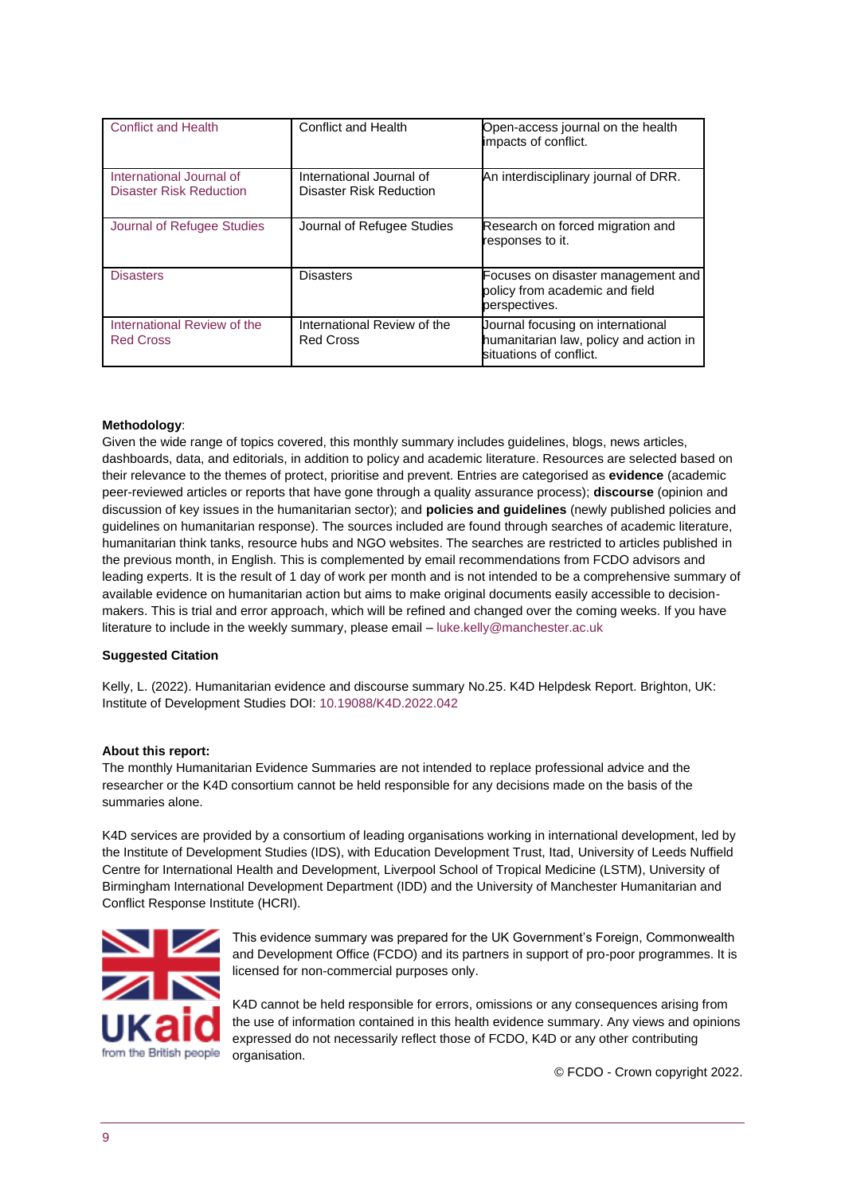| | | |
|---|---|---|
| Conflict and Health | Conflict and Health | Open-access journal on the health impacts of conflict. |
| International Journal of Disaster Risk Reduction | International Journal of Disaster Risk Reduction | An interdisciplinary journal of DRR. |
| Journal of Refugee Studies | Journal of Refugee Studies | Research on forced migration and responses to it. |
| Disasters | Disasters | Focuses on disaster management and policy from academic and field perspectives. |
| International Review of the Red Cross | International Review of the Red Cross | Journal focusing on international humanitarian law, policy and action in situations of conflict. |

**Methodology**:
Given the wide range of topics covered, this monthly summary includes guidelines, blogs, news articles, dashboards, data, and editorials, in addition to policy and academic literature. Resources are selected based on their relevance to the themes of protect, prioritise and prevent. Entries are categorised as **evidence** (academic peer-reviewed articles or reports that have gone through a quality assurance process); **discourse** (opinion and discussion of key issues in the humanitarian sector); and **policies and guidelines** (newly published policies and guidelines on humanitarian response). The sources included are found through searches of academic literature, humanitarian think tanks, resource hubs and NGO websites. The searches are restricted to articles published in the previous month, in English. This is complemented by email recommendations from FCDO advisors and leading experts. It is the result of 1 day of work per month and is not intended to be a comprehensive summary of available evidence on humanitarian action but aims to make original documents easily accessible to decision-makers. This is trial and error approach, which will be refined and changed over the coming weeks. If you have literature to include in the weekly summary, please email – luke.kelly@manchester.ac.uk

**Suggested Citation**

Kelly, L. (2022). Humanitarian evidence and discourse summary No.25. K4D Helpdesk Report. Brighton, UK: Institute of Development Studies DOI: 10.19088/K4D.2022.042

**About this report:**
The monthly Humanitarian Evidence Summaries are not intended to replace professional advice and the researcher or the K4D consortium cannot be held responsible for any decisions made on the basis of the summaries alone.

K4D services are provided by a consortium of leading organisations working in international development, led by the Institute of Development Studies (IDS), with Education Development Trust, Itad, University of Leeds Nuffield Centre for International Health and Development, Liverpool School of Tropical Medicine (LSTM), University of Birmingham International Development Department (IDD) and the University of Manchester Humanitarian and Conflict Response Institute (HCRI).

This evidence summary was prepared for the UK Government's Foreign, Commonwealth and Development Office (FCDO) and its partners in support of pro-poor programmes. It is licensed for non-commercial purposes only.

K4D cannot be held responsible for errors, omissions or any consequences arising from the use of information contained in this health evidence summary. Any views and opinions expressed do not necessarily reflect those of FCDO, K4D or any other contributing organisation.

© FCDO - Crown copyright 2022.